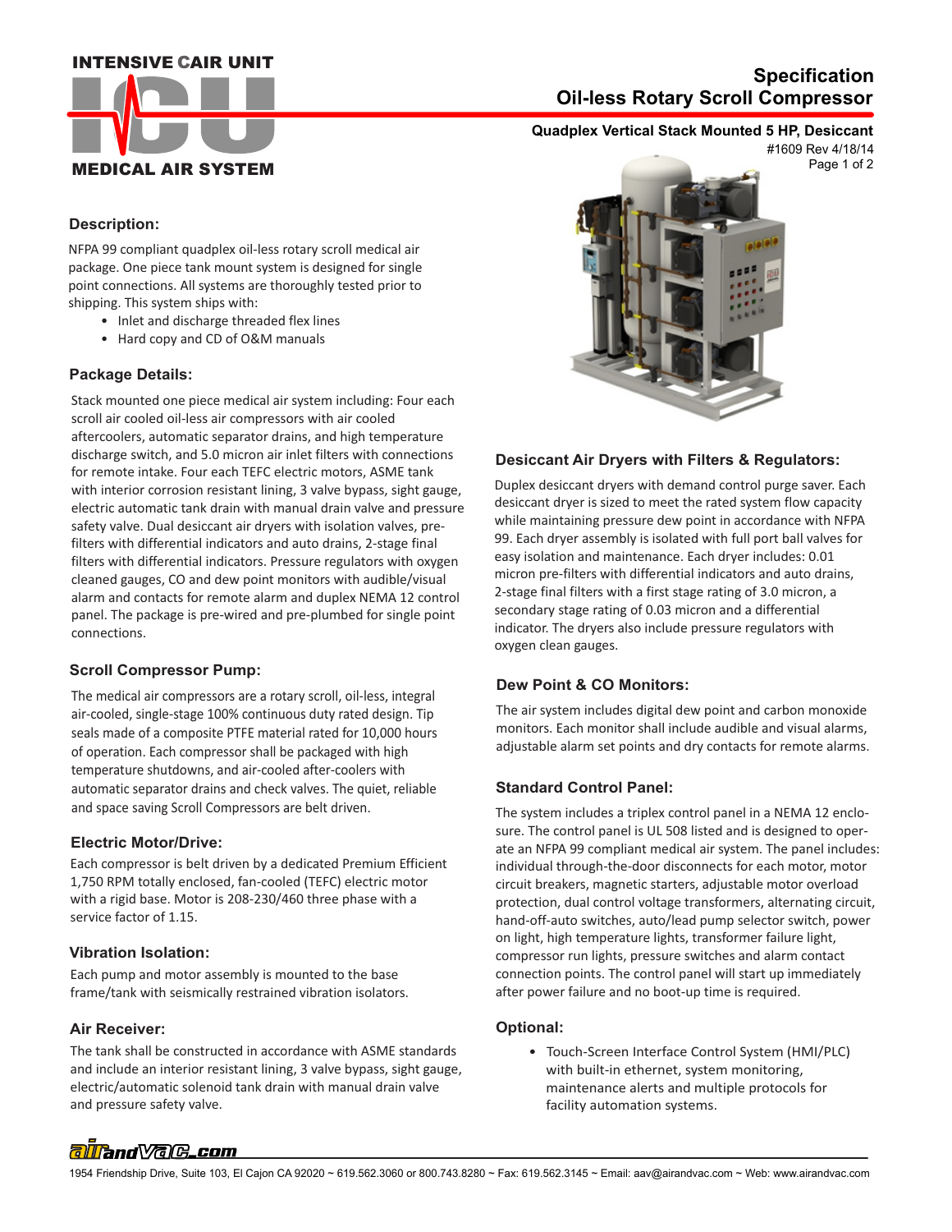INTENSIVE CAIR UNIT

ICU

MEDICAL AIR SYSTEM

# Specification
# Oil-less Rotary Scroll Compressor

**Quadplex Vertical Stack Mounted 5 HP, Desiccant**

#1609 Rev 4/18/14

## Description:

NFPA 99 compliant quadplex oil-less rotary scroll medical air package. One piece tank mount system is designed for single point connections. All systems are thoroughly tested prior to shipping. This system ships with:

- Inlet and discharge threaded flex lines
- Hard copy and CD of O&M manuals

## Package Details:

Stack mounted one piece medical air system including: Four each scroll air cooled oil-less air compressors with air cooled aftercoolers, automatic separator drains, and high temperature discharge switch, and 5.0 micron air inlet filters with connections for remote intake. Four each TEFC electric motors, ASME tank with interior corrosion resistant lining, 3 valve bypass, sight gauge, electric automatic tank drain with manual drain valve and pressure safety valve. Dual desiccant air dryers with isolation valves, pre-filters with differential indicators and auto drains, 2-stage final filters with differential indicators. Pressure regulators with oxygen cleaned gauges, CO and dew point monitors with audible/visual alarm and contacts for remote alarm and duplex NEMA 12 control panel. The package is pre-wired and pre-plumbed for single point connections.

## Scroll Compressor Pump:

The medical air compressors are a rotary scroll, oil-less, integral air-cooled, single-stage 100% continuous duty rated design. Tip seals made of a composite PTFE material rated for 10,000 hours of operation. Each compressor shall be packaged with high temperature shutdowns, and air-cooled after-coolers with automatic separator drains and check valves. The quiet, reliable and space saving Scroll Compressors are belt driven.

## Electric Motor/Drive:

Each compressor is belt driven by a dedicated Premium Efficient 1,750 RPM totally enclosed, fan-cooled (TEFC) electric motor with a rigid base. Motor is 208-230/460 three phase with a service factor of 1.15.

## Vibration Isolation:

Each pump and motor assembly is mounted to the base frame/tank with seismically restrained vibration isolators.

## Air Receiver:

The tank shall be constructed in accordance with ASME standards and include an interior resistant lining, 3 valve bypass, sight gauge, electric/automatic solenoid tank drain with manual drain valve and pressure safety valve.

## Desiccant Air Dryers with Filters & Regulators:

Duplex desiccant dryers with demand control purge saver. Each desiccant dryer is sized to meet the rated system flow capacity while maintaining pressure dew point in accordance with NFPA 99. Each dryer assembly is isolated with full port ball valves for easy isolation and maintenance. Each dryer includes: 0.01 micron pre-filters with differential indicators and auto drains, 2-stage final filters with a first stage rating of 3.0 micron, a secondary stage rating of 0.03 micron and a differential indicator. The dryers also include pressure regulators with oxygen clean gauges.

## Dew Point & CO Monitors:

The air system includes digital dew point and carbon monoxide monitors. Each monitor shall include audible and visual alarms, adjustable alarm set points and dry contacts for remote alarms.

## Standard Control Panel:

The system includes a triplex control panel in a NEMA 12 enclosure. The control panel is UL 508 listed and is designed to operate an NFPA 99 compliant medical air system. The panel includes: individual through-the-door disconnects for each motor, motor circuit breakers, magnetic starters, adjustable motor overload protection, dual control voltage transformers, alternating circuit, hand-off-auto switches, auto/lead pump selector switch, power on light, high temperature lights, transformer failure light, compressor run lights, pressure switches and alarm contact connection points. The control panel will start up immediately after power failure and no boot-up time is required.

## Optional:

- Touch-Screen Interface Control System (HMI/PLC) with built-in ethernet, system monitoring, maintenance alerts and multiple protocols for facility automation systems.

airandVac.com

1954 Friendship Drive, Suite 103, El Cajon CA 92020 ~ 619.562.3060 or 800.743.8280 ~ Fax: 619.562.3145 ~ Email: aav@airandvac.com ~ Web: www.airandvac.com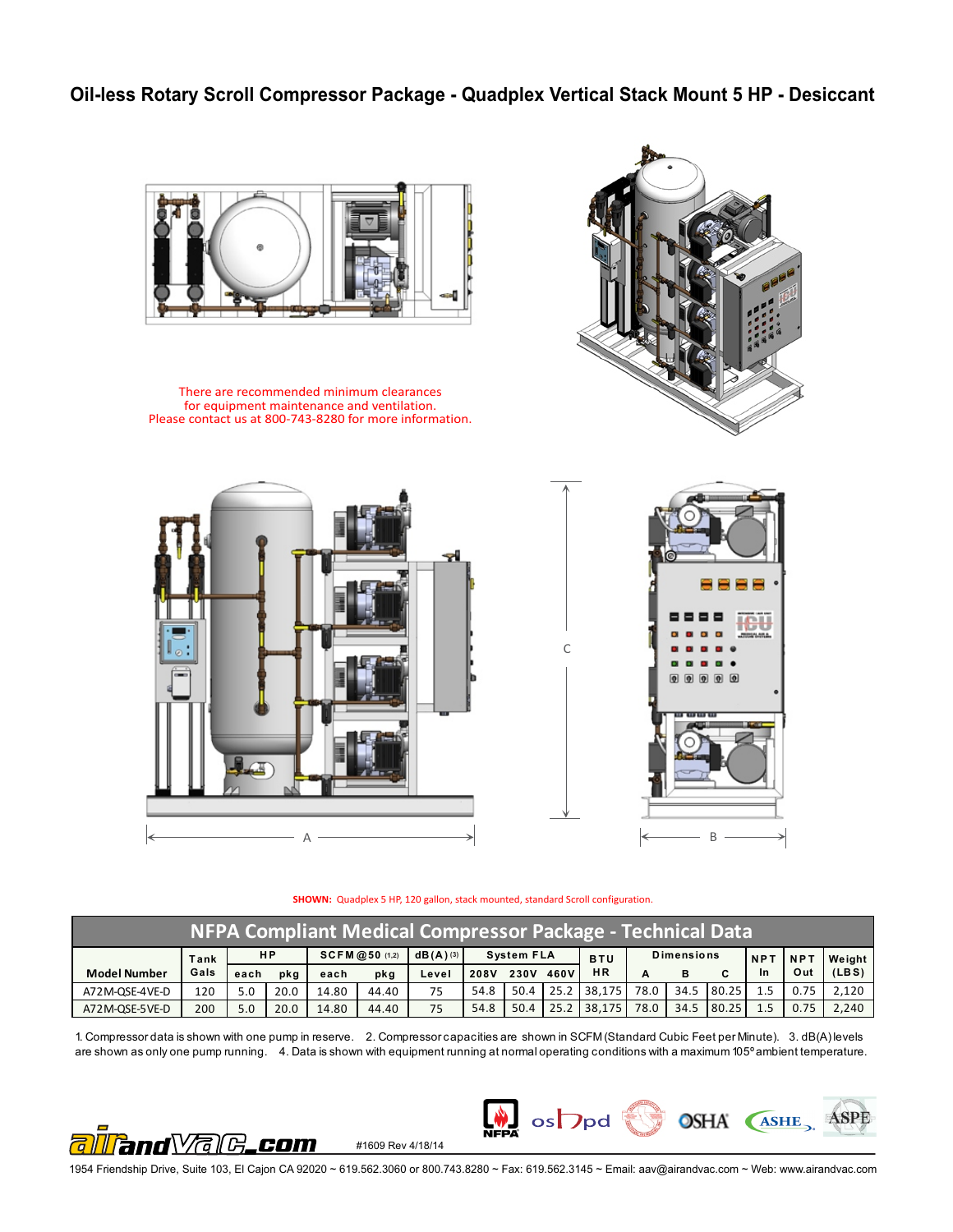# Oil-less Rotary Scroll Compressor Package - Quadplex Vertical Stack Mount 5 HP - Desiccant

There are recommended minimum clearances
for equipment maintenance and ventilation.
Please contact us at 800-743-8280 for more information.

A

B

C

**SHOWN:** Quadplex 5 HP, 120 gallon, stack mounted, standard Scroll configuration.

## NFPA Compliant Medical Compressor Package - Technical Data

| Model Number | Tank Gals | HP | | SCFM @50 (1,2) | | dB(A) (3) | System FLA | | | BTU HR | Dimensions | | | NPT In | NPT Out | Weight (LBS) |
|---|---|---|---|---|---|---|---|---|---|---|---|---|---|---|---|---|
| | | each | pkg | each | pkg | Level | 208V | 230V | 460V | | A | B | C | | | |
| A72M-QSE-4VE-D | 120 | 5.0 | 20.0 | 14.80 | 44.40 | 75 | 54.8 | 50.4 | 25.2 | 38,175 | 78.0 | 34.5 | 80.25 | 1.5 | 0.75 | 2,120 |
| A72M-QSE-5VE-D | 200 | 5.0 | 20.0 | 14.80 | 44.40 | 75 | 54.8 | 50.4 | 25.2 | 38,175 | 78.0 | 34.5 | 80.25 | 1.5 | 0.75 | 2,240 |

1. Compressor data is shown with one pump in reserve. 2. Compressor capacities are shown in SCFM (Standard Cubic Feet per Minute). 3. dB(A) levels are shown as only one pump running. 4. Data is shown with equipment running at normal operating conditions with a maximum 105° ambient temperature.

airandVac.com #1609 Rev 4/18/14

1954 Friendship Drive, Suite 103, El Cajon CA 92020 ~ 619.562.3060 or 800.743.8280 ~ Fax: 619.562.3145 ~ Email: aav@airandvac.com ~ Web: www.airandvac.com